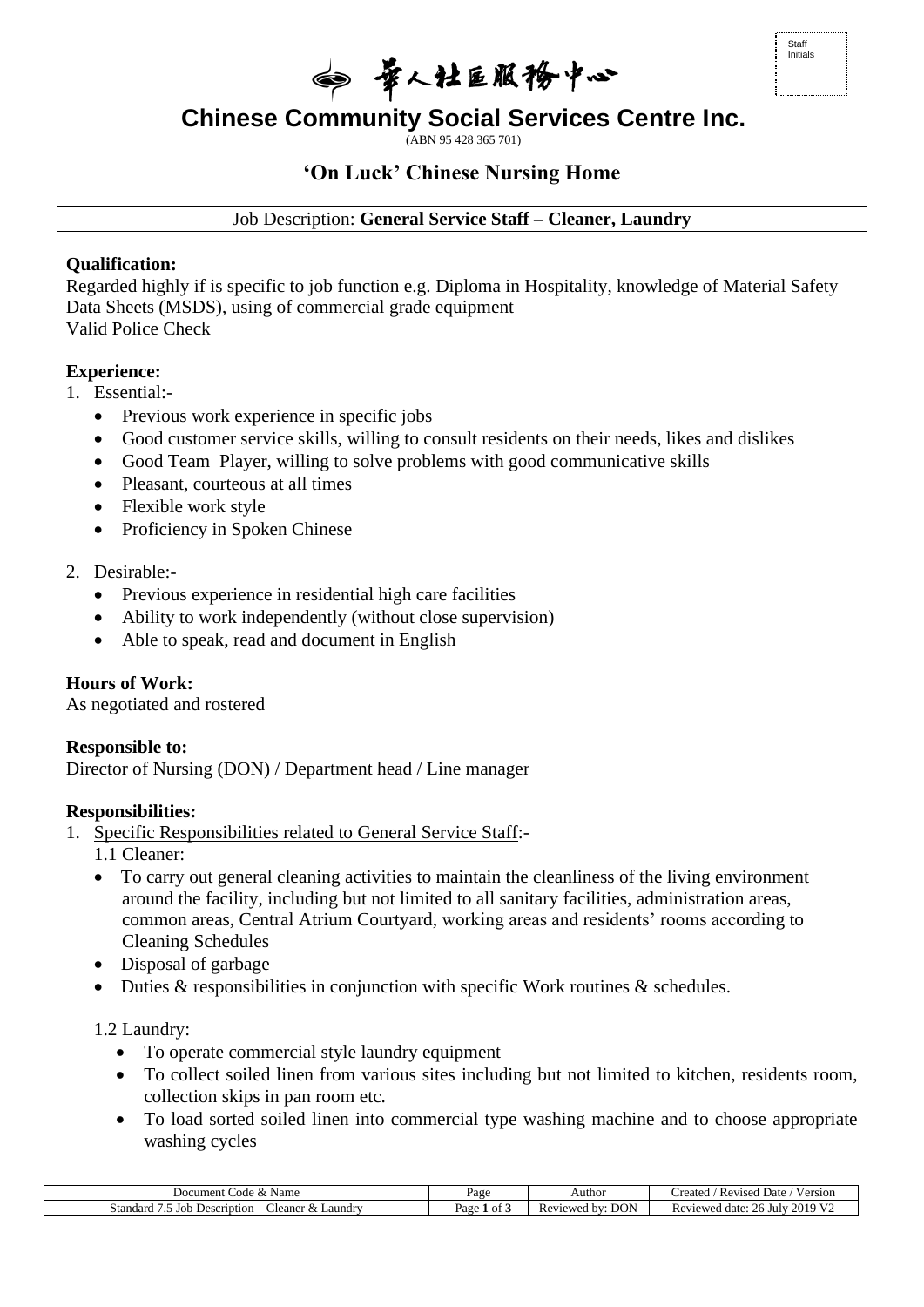Staff Initials

# 華人社區服務中心

# Chinese Community Social Services Centre Inc.

(ABN 95 428 365 701)

## 'On Luck' Chinese Nursing Home

Job Description: **General Service Staff – Cleaner, Laundry**

**Qualification:**

Regarded highly if is specific to job function e.g. Diploma in Hospitality, knowledge of Material Safety Data Sheets (MSDS), using of commercial grade equipment
Valid Police Check

**Experience:**

1. Essential:-
   - Previous work experience in specific jobs
   - Good customer service skills, willing to consult residents on their needs, likes and dislikes
   - Good Team Player, willing to solve problems with good communicative skills
   - Pleasant, courteous at all times
   - Flexible work style
   - Proficiency in Spoken Chinese
2. Desirable:-
   - Previous experience in residential high care facilities
   - Ability to work independently (without close supervision)
   - Able to speak, read and document in English

**Hours of Work:**

As negotiated and rostered

**Responsible to:**

Director of Nursing (DON) / Department head / Line manager

**Responsibilities:**

1. Specific Responsibilities related to General Service Staff:-

   1.1 Cleaner:
   - To carry out general cleaning activities to maintain the cleanliness of the living environment around the facility, including but not limited to all sanitary facilities, administration areas, common areas, Central Atrium Courtyard, working areas and residents' rooms according to Cleaning Schedules
   - Disposal of garbage
   - Duties & responsibilities in conjunction with specific Work routines & schedules.

   1.2 Laundry:
   - To operate commercial style laundry equipment
   - To collect soiled linen from various sites including but not limited to kitchen, residents room, collection skips in pan room etc.
   - To load sorted soiled linen into commercial type washing machine and to choose appropriate washing cycles

| Document Code & Name | Page | Author | Created / Revised Date / Version |
|---|---|---|---|
| Standard 7.5 Job Description – Cleaner & Laundry | Page **1** of **3** | Reviewed by: DON | Reviewed date: 26 July 2019 V2 |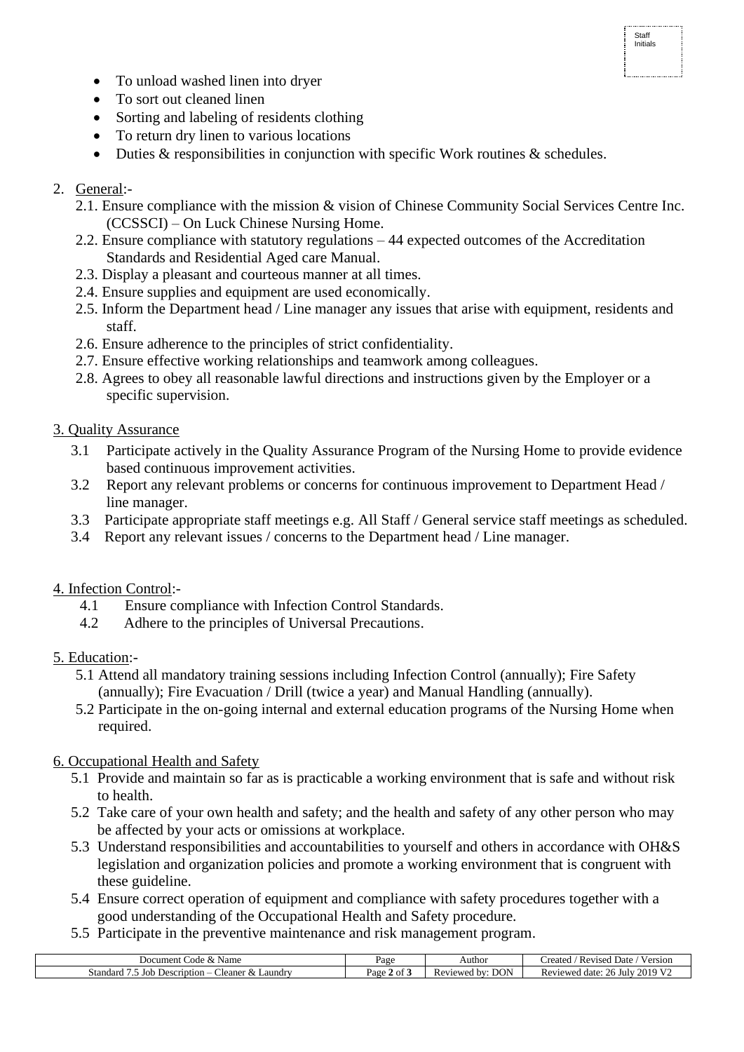- To unload washed linen into dryer
- To sort out cleaned linen
- Sorting and labeling of residents clothing
- To return dry linen to various locations
- Duties & responsibilities in conjunction with specific Work routines & schedules.

2. General:-
   - 2.1. Ensure compliance with the mission & vision of Chinese Community Social Services Centre Inc. (CCSSCI) – On Luck Chinese Nursing Home.
   - 2.2. Ensure compliance with statutory regulations – 44 expected outcomes of the Accreditation Standards and Residential Aged care Manual.
   - 2.3. Display a pleasant and courteous manner at all times.
   - 2.4. Ensure supplies and equipment are used economically.
   - 2.5. Inform the Department head / Line manager any issues that arise with equipment, residents and staff.
   - 2.6. Ensure adherence to the principles of strict confidentiality.
   - 2.7. Ensure effective working relationships and teamwork among colleagues.
   - 2.8. Agrees to obey all reasonable lawful directions and instructions given by the Employer or a specific supervision.

3. Quality Assurance
   - 3.1 Participate actively in the Quality Assurance Program of the Nursing Home to provide evidence based continuous improvement activities.
   - 3.2 Report any relevant problems or concerns for continuous improvement to Department Head / line manager.
   - 3.3 Participate appropriate staff meetings e.g. All Staff / General service staff meetings as scheduled.
   - 3.4 Report any relevant issues / concerns to the Department head / Line manager.

4. Infection Control:-
   - 4.1 Ensure compliance with Infection Control Standards.
   - 4.2 Adhere to the principles of Universal Precautions.

5. Education:-
   - 5.1 Attend all mandatory training sessions including Infection Control (annually); Fire Safety (annually); Fire Evacuation / Drill (twice a year) and Manual Handling (annually).
   - 5.2 Participate in the on-going internal and external education programs of the Nursing Home when required.

6. Occupational Health and Safety
   - 5.1 Provide and maintain so far as is practicable a working environment that is safe and without risk to health.
   - 5.2 Take care of your own health and safety; and the health and safety of any other person who may be affected by your acts or omissions at workplace.
   - 5.3 Understand responsibilities and accountabilities to yourself and others in accordance with OH&S legislation and organization policies and promote a working environment that is congruent with these guideline.
   - 5.4 Ensure correct operation of equipment and compliance with safety procedures together with a good understanding of the Occupational Health and Safety procedure.
   - 5.5 Participate in the preventive maintenance and risk management program.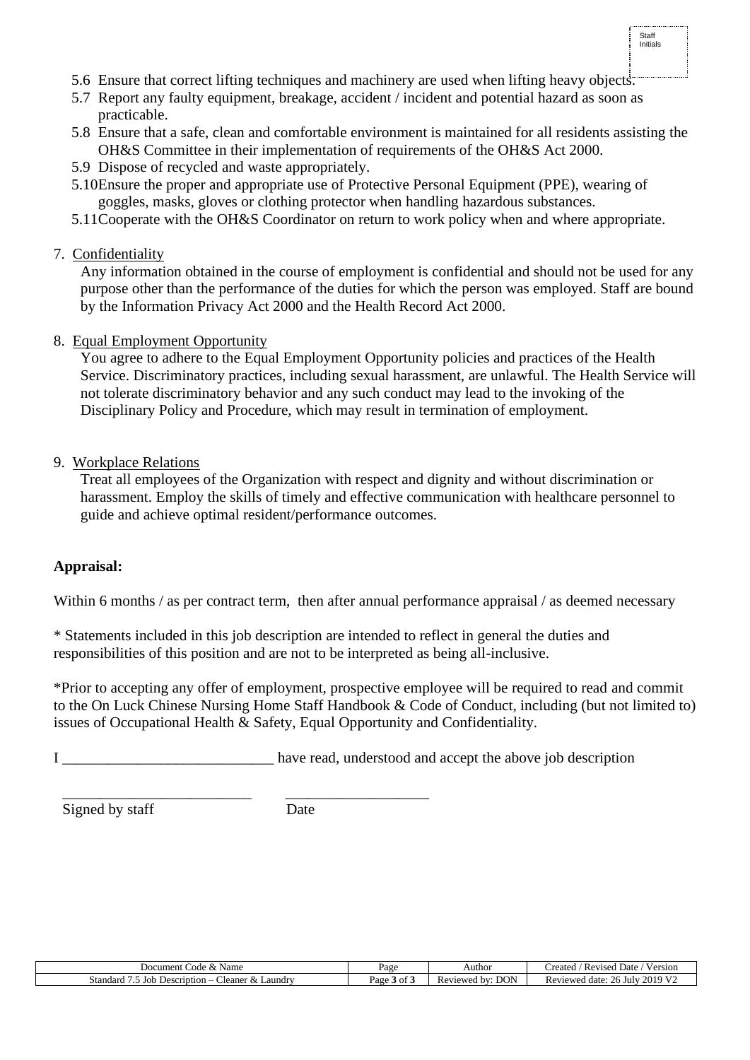Staff Initials

5.6 Ensure that correct lifting techniques and machinery are used when lifting heavy objects.
5.7 Report any faulty equipment, breakage, accident / incident and potential hazard as soon as practicable.
5.8 Ensure that a safe, clean and comfortable environment is maintained for all residents assisting the OH&S Committee in their implementation of requirements of the OH&S Act 2000.
5.9 Dispose of recycled and waste appropriately.
5.10 Ensure the proper and appropriate use of Protective Personal Equipment (PPE), wearing of goggles, masks, gloves or clothing protector when handling hazardous substances.
5.11 Cooperate with the OH&S Coordinator on return to work policy when and where appropriate.

7. Confidentiality

   Any information obtained in the course of employment is confidential and should not be used for any purpose other than the performance of the duties for which the person was employed. Staff are bound by the Information Privacy Act 2000 and the Health Record Act 2000.

8. Equal Employment Opportunity

   You agree to adhere to the Equal Employment Opportunity policies and practices of the Health Service. Discriminatory practices, including sexual harassment, are unlawful. The Health Service will not tolerate discriminatory behavior and any such conduct may lead to the invoking of the Disciplinary Policy and Procedure, which may result in termination of employment.

9. Workplace Relations

   Treat all employees of the Organization with respect and dignity and without discrimination or harassment. Employ the skills of timely and effective communication with healthcare personnel to guide and achieve optimal resident/performance outcomes.

**Appraisal:**

Within 6 months / as per contract term, then after annual performance appraisal / as deemed necessary

* Statements included in this job description are intended to reflect in general the duties and responsibilities of this position and are not to be interpreted as being all-inclusive.

*Prior to accepting any offer of employment, prospective employee will be required to read and commit to the On Luck Chinese Nursing Home Staff Handbook & Code of Conduct, including (but not limited to) issues of Occupational Health & Safety, Equal Opportunity and Confidentiality.

I ____________________________ have read, understood and accept the above job description

_________________________ ___________________
Signed by staff Date

| Document Code & Name | Page | Author | Created / Revised Date / Version |
|---|---|---|---|
| Standard 7.5 Job Description – Cleaner & Laundry | Page **3** of **3** | Reviewed by: DON | Reviewed date: 26 July 2019 V2 |